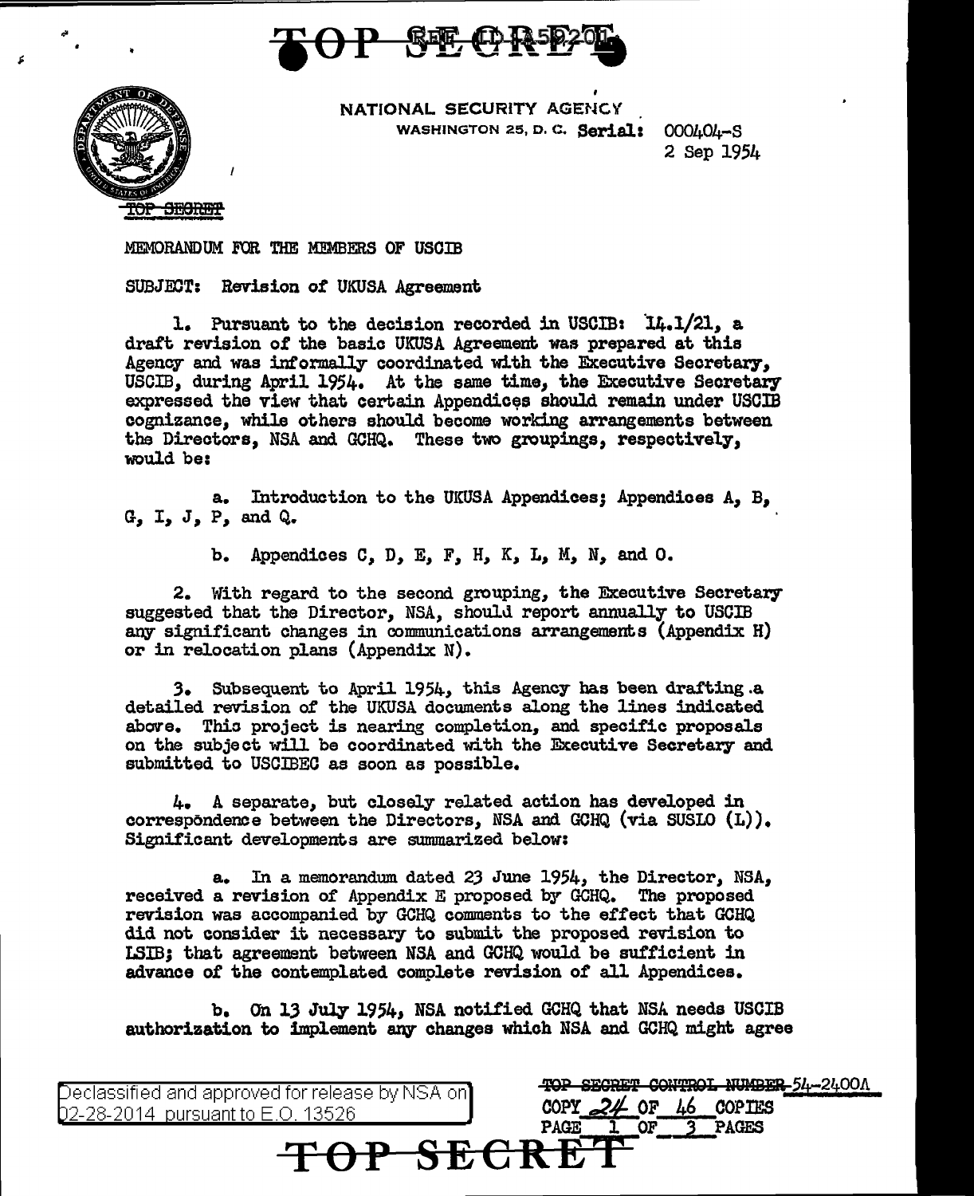TOP SECRET

NATIONAL SECURITY AGENCY
WASHINGTON 25, D. C. Serial: 000404-S
2 Sep 1954

TOP SECRET

MEMORANDUM FOR THE MEMBERS OF USCIB

SUBJECT: Revision of UKUSA Agreement

1. Pursuant to the decision recorded in USCIB: 14.1/21, a draft revision of the basic UKUSA Agreement was prepared at this Agency and was informally coordinated with the Executive Secretary, USCIB, during April 1954. At the same time, the Executive Secretary expressed the view that certain Appendices should remain under USCIB cognizance, while others should become working arrangements between the Directors, NSA and GCHQ. These two groupings, respectively, would be:

a. Introduction to the UKUSA Appendices; Appendices A, B, G, I, J, P, and Q.

b. Appendices C, D, E, F, H, K, L, M, N, and O.

2. With regard to the second grouping, the Executive Secretary suggested that the Director, NSA, should report annually to USCIB any significant changes in communications arrangements (Appendix H) or in relocation plans (Appendix N).

3. Subsequent to April 1954, this Agency has been drafting a detailed revision of the UKUSA documents along the lines indicated above. This project is nearing completion, and specific proposals on the subject will be coordinated with the Executive Secretary and submitted to USCIBEC as soon as possible.

4. A separate, but closely related action has developed in correspondence between the Directors, NSA and GCHQ (via SUSLO (L)). Significant developments are summarized below:

a. In a memorandum dated 23 June 1954, the Director, NSA, received a revision of Appendix E proposed by GCHQ. The proposed revision was accompanied by GCHQ comments to the effect that GCHQ did not consider it necessary to submit the proposed revision to LSIB; that agreement between NSA and GCHQ would be sufficient in advance of the contemplated complete revision of all Appendices.

b. On 13 July 1954, NSA notified GCHQ that NSA needs USCIB authorization to implement any changes which NSA and GCHQ might agree

Declassified and approved for release by NSA on 02-28-2014 pursuant to E.O. 13526

TOP SECRET CONTROL NUMBER 54-2400A
COPY 24 OF 46 COPIES
PAGE 1 OF 3 PAGES

TOP SECRET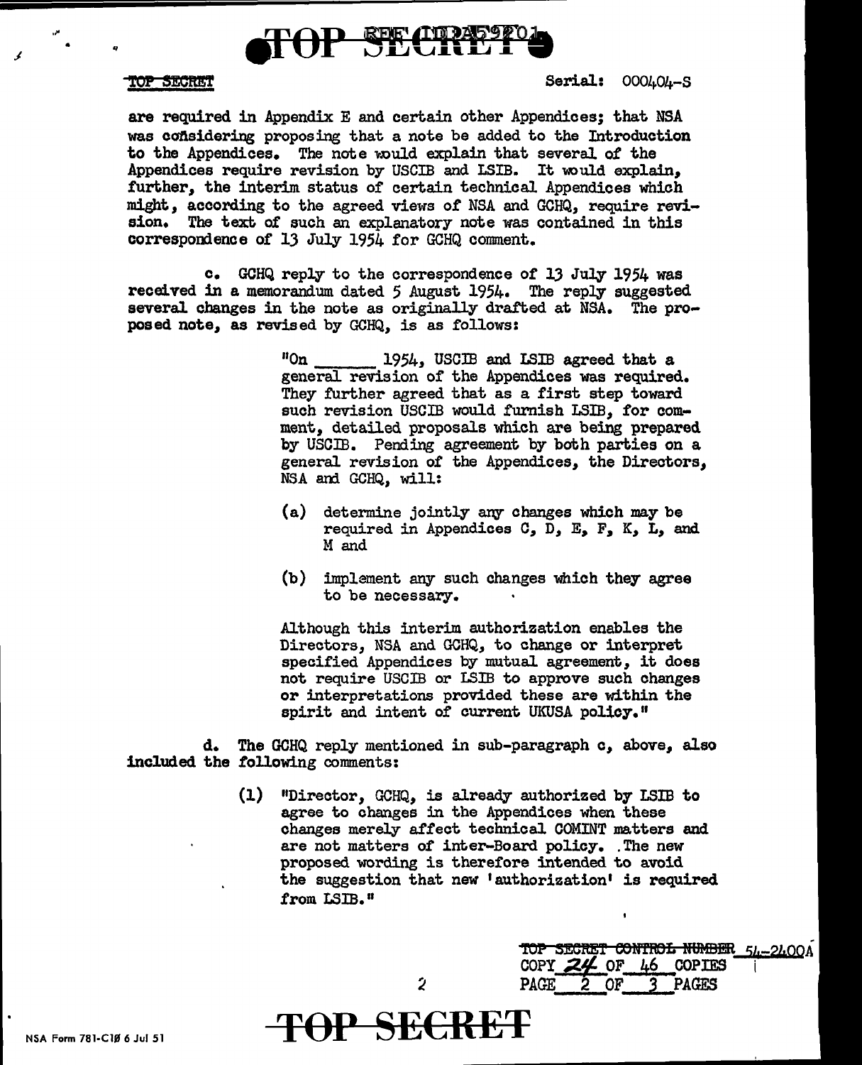Serial: 000404-S

are required in Appendix E and certain other Appendices; that NSA was considering proposing that a note be added to the Introduction to the Appendices. The note would explain that several of the Appendices require revision by USCIB and LSIB. It would explain, further, the interim status of certain technical Appendices which might, according to the agreed views of NSA and GCHQ, require revision. The text of such an explanatory note was contained in this correspondence of 13 July 1954 for GCHQ comment.

c. GCHQ reply to the correspondence of 13 July 1954 was received in a memorandum dated 5 August 1954. The reply suggested several changes in the note as originally drafted at NSA. The proposed note, as revised by GCHQ, is as follows:

> "On _______ 1954, USCIB and LSIB agreed that a general revision of the Appendices was required. They further agreed that as a first step toward such revision USCIB would furnish LSIB, for comment, detailed proposals which are being prepared by USCIB. Pending agreement by both parties on a general revision of the Appendices, the Directors, NSA and GCHQ, will:
>
> (a) determine jointly any changes which may be required in Appendices C, D, E, F, K, L, and M and
>
> (b) implement any such changes which they agree to be necessary.
>
> Although this interim authorization enables the Directors, NSA and GCHQ, to change or interpret specified Appendices by mutual agreement, it does not require USCIB or LSIB to approve such changes or interpretations provided these are within the spirit and intent of current UKUSA policy."

d. The GCHQ reply mentioned in sub-paragraph c, above, also included the following comments:

> (1) "Director, GCHQ, is already authorized by LSIB to agree to changes in the Appendices when these changes merely affect technical COMINT matters and are not matters of inter-Board policy. The new proposed wording is therefore intended to avoid the suggestion that new 'authorization' is required from LSIB."

TOP SECRET CONTROL NUMBER 54-2400A
COPY 24 OF 46 COPIES
PAGE 2 OF 3 PAGES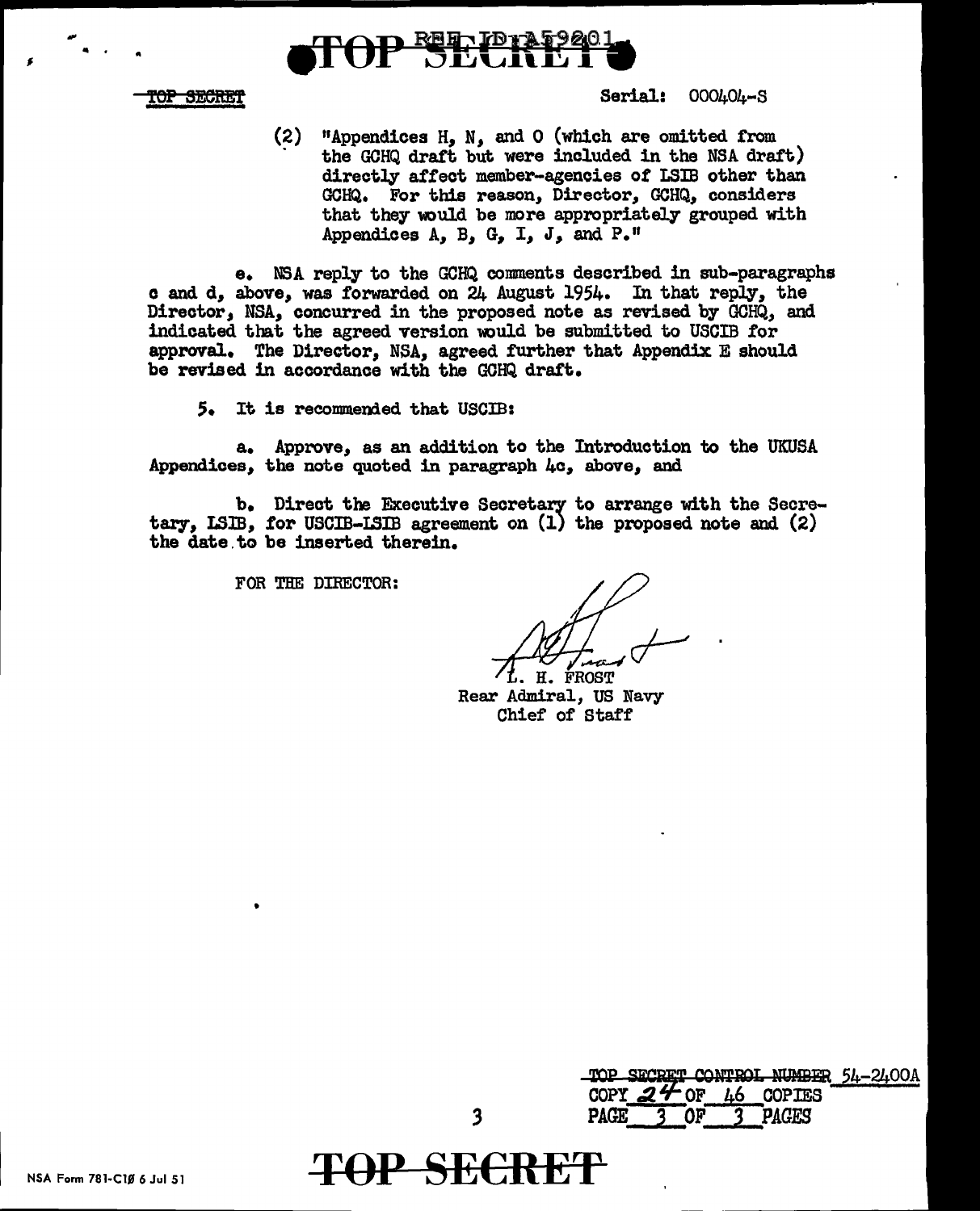TOP SECRET

Serial: 000404-S

(2) "Appendices H, N, and O (which are omitted from the GCHQ draft but were included in the NSA draft) directly affect member-agencies of LSIB other than GCHQ. For this reason, Director, GCHQ, considers that they would be more appropriately grouped with Appendices A, B, G, I, J, and P."

e. NSA reply to the GCHQ comments described in sub-paragraphs c and d, above, was forwarded on 24 August 1954. In that reply, the Director, NSA, concurred in the proposed note as revised by GCHQ, and indicated that the agreed version would be submitted to USCIB for approval. The Director, NSA, agreed further that Appendix E should be revised in accordance with the GCHQ draft.

5. It is recommended that USCIB:

a. Approve, as an addition to the Introduction to the UKUSA Appendices, the note quoted in paragraph 4c, above, and

b. Direct the Executive Secretary to arrange with the Secretary, LSIB, for USCIB-LSIB agreement on (1) the proposed note and (2) the date to be inserted therein.

FOR THE DIRECTOR:

L. H. FROST
Rear Admiral, US Navy
Chief of Staff

TOP SECRET CONTROL NUMBER 54-2400A
COPY 24 OF 46 COPIES
PAGE 3 OF 3 PAGES

NSA Form 781-C10 6 Jul 51